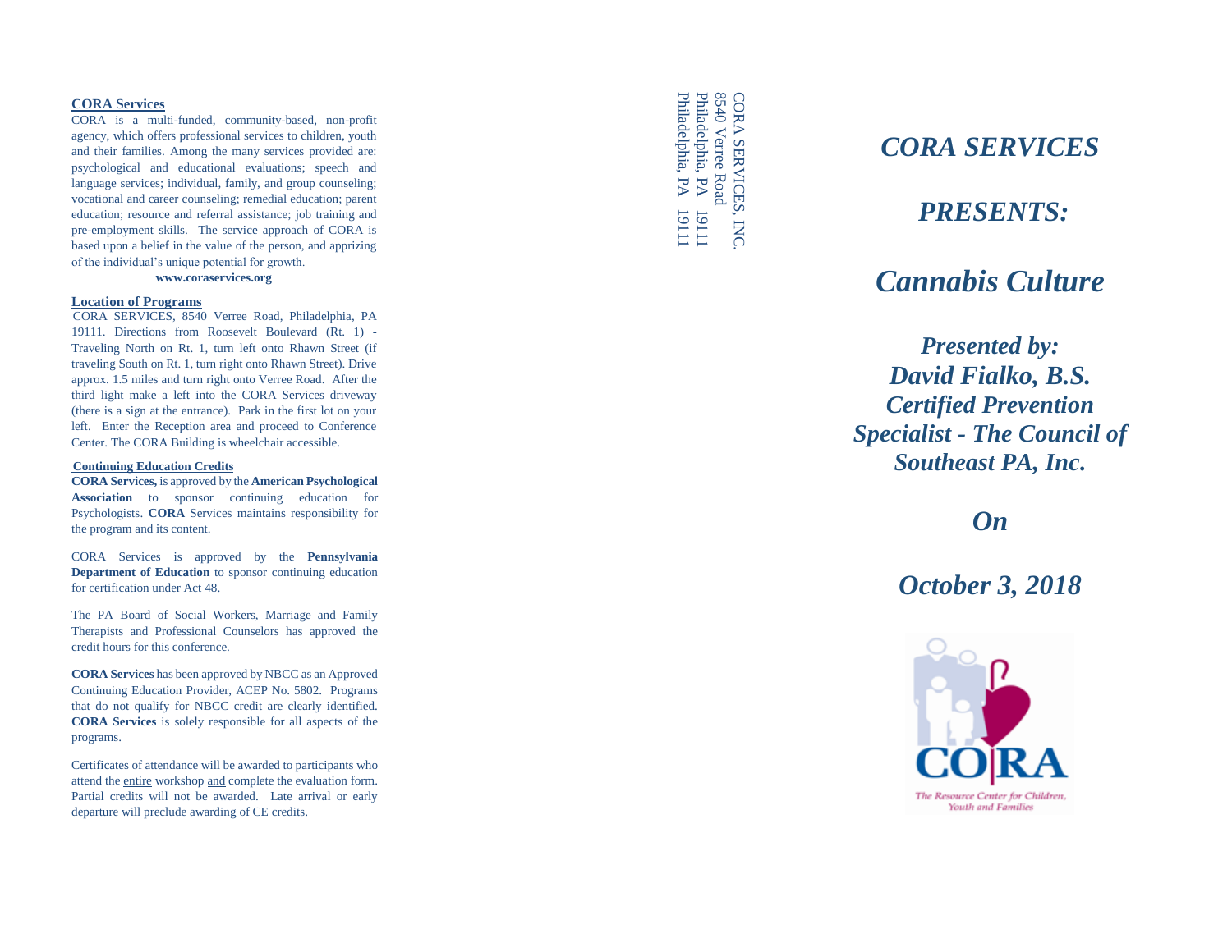## CORA Services

CORA is a multi-funded, community-based, non-profit agency, which offers professional services to children, youth and their families. Among the many services provided are: psychological and educational evaluations; speech and language services; individual, family, and group counseling; vocational and career counseling; remedial education; parent education; resource and referral assistance; job training and pre-employment skills. The service approach of CORA is based upon a belief in the value of the person, and apprizing of the individual's unique potential for growth.

**www.coraservices.org**

## Location of Programs

CORA SERVICES, 8540 Verree Road, Philadelphia, PA 19111. Directions from Roosevelt Boulevard (Rt. 1) - Traveling North on Rt. 1, turn left onto Rhawn Street (if traveling South on Rt. 1, turn right onto Rhawn Street). Drive approx. 1.5 miles and turn right onto Verree Road. After the third light make a left into the CORA Services driveway (there is a sign at the entrance). Park in the first lot on your left. Enter the Reception area and proceed to Conference Center. The CORA Building is wheelchair accessible.

## Continuing Education Credits

**CORA Services,** is approved by the **American Psychological Association** to sponsor continuing education for Psychologists. **CORA** Services maintains responsibility for the program and its content.

CORA Services is approved by the **Pennsylvania Department of Education** to sponsor continuing education for certification under Act 48.

The PA Board of Social Workers, Marriage and Family Therapists and Professional Counselors has approved the credit hours for this conference.

**CORA Services** has been approved by NBCC as an Approved Continuing Education Provider, ACEP No. 5802. Programs that do not qualify for NBCC credit are clearly identified. **CORA Services** is solely responsible for all aspects of the programs.

Certificates of attendance will be awarded to participants who attend the entire workshop and complete the evaluation form. Partial credits will not be awarded. Late arrival or early departure will preclude awarding of CE credits.

CORA SERVICES, INC.
8540 Verree Road
Philadelphia, PA 19111
Philadelphia, PA 19111

# *CORA SERVICES*

# *PRESENTS:*

# *Cannabis Culture*

## *Presented by:*
## *David Fialko, B.S.*
## *Certified Prevention Specialist - The Council of Southeast PA, Inc.*

## *On*

## *October 3, 2018*

CORA

*The Resource Center for Children, Youth and Families*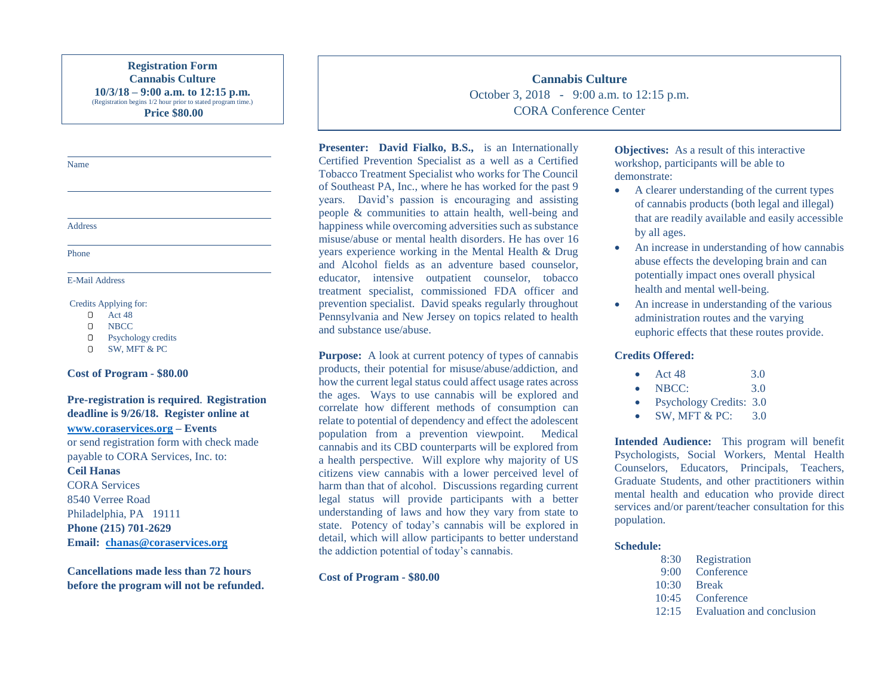**Registration Form**
**Cannabis Culture**
**10/3/18 – 9:00 a.m. to 12:15 p.m.**
(Registration begins 1/2 hour prior to stated program time.)
**Price $80.00**

Name

Address

Phone

E-Mail Address

Credits Applying for:

- ▯ Act 48
- ▯ NBCC
- ▯ Psychology credits
- ▯ SW, MFT & PC

**Cost of Program - $80.00**

**Pre-registration is required. Registration deadline is 9/26/18. Register online at [www.coraservices.org](http://www.coraservices.org) – Events**
or send registration form with check made payable to CORA Services, Inc. to:
**Ceil Hanas**
CORA Services
8540 Verree Road
Philadelphia, PA 19111
**Phone (215) 701-2629**
**Email: [chanas@coraservices.org](mailto:chanas@coraservices.org)**

**Cancellations made less than 72 hours before the program will not be refunded.**

# Cannabis Culture

October 3, 2018 - 9:00 a.m. to 12:15 p.m.
CORA Conference Center

**Presenter: David Fialko, B.S.,** is an Internationally Certified Prevention Specialist as a well as a Certified Tobacco Treatment Specialist who works for The Council of Southeast PA, Inc., where he has worked for the past 9 years. David's passion is encouraging and assisting people & communities to attain health, well-being and happiness while overcoming adversities such as substance misuse/abuse or mental health disorders. He has over 16 years experience working in the Mental Health & Drug and Alcohol fields as an adventure based counselor, educator, intensive outpatient counselor, tobacco treatment specialist, commissioned FDA officer and prevention specialist. David speaks regularly throughout Pennsylvania and New Jersey on topics related to health and substance use/abuse.

**Purpose:** A look at current potency of types of cannabis products, their potential for misuse/abuse/addiction, and how the current legal status could affect usage rates across the ages. Ways to use cannabis will be explored and correlate how different methods of consumption can relate to potential of dependency and effect the adolescent population from a prevention viewpoint. Medical cannabis and its CBD counterparts will be explored from a health perspective. Will explore why majority of US citizens view cannabis with a lower perceived level of harm than that of alcohol. Discussions regarding current legal status will provide participants with a better understanding of laws and how they vary from state to state. Potency of today's cannabis will be explored in detail, which will allow participants to better understand the addiction potential of today's cannabis.

**Cost of Program - $80.00**

**Objectives:** As a result of this interactive workshop, participants will be able to demonstrate:

- A clearer understanding of the current types of cannabis products (both legal and illegal) that are readily available and easily accessible by all ages.
- An increase in understanding of how cannabis abuse effects the developing brain and can potentially impact ones overall physical health and mental well-being.
- An increase in understanding of the various administration routes and the varying euphoric effects that these routes provide.

**Credits Offered:**

- Act 48 3.0
- NBCC: 3.0
- Psychology Credits: 3.0
- SW, MFT & PC: 3.0

**Intended Audience:** This program will benefit Psychologists, Social Workers, Mental Health Counselors, Educators, Principals, Teachers, Graduate Students, and other practitioners within mental health and education who provide direct services and/or parent/teacher consultation for this population.

**Schedule:**

| | |
|---|---|
| 8:30 | Registration |
| 9:00 | Conference |
| 10:30 | Break |
| 10:45 | Conference |
| 12:15 | Evaluation and conclusion |